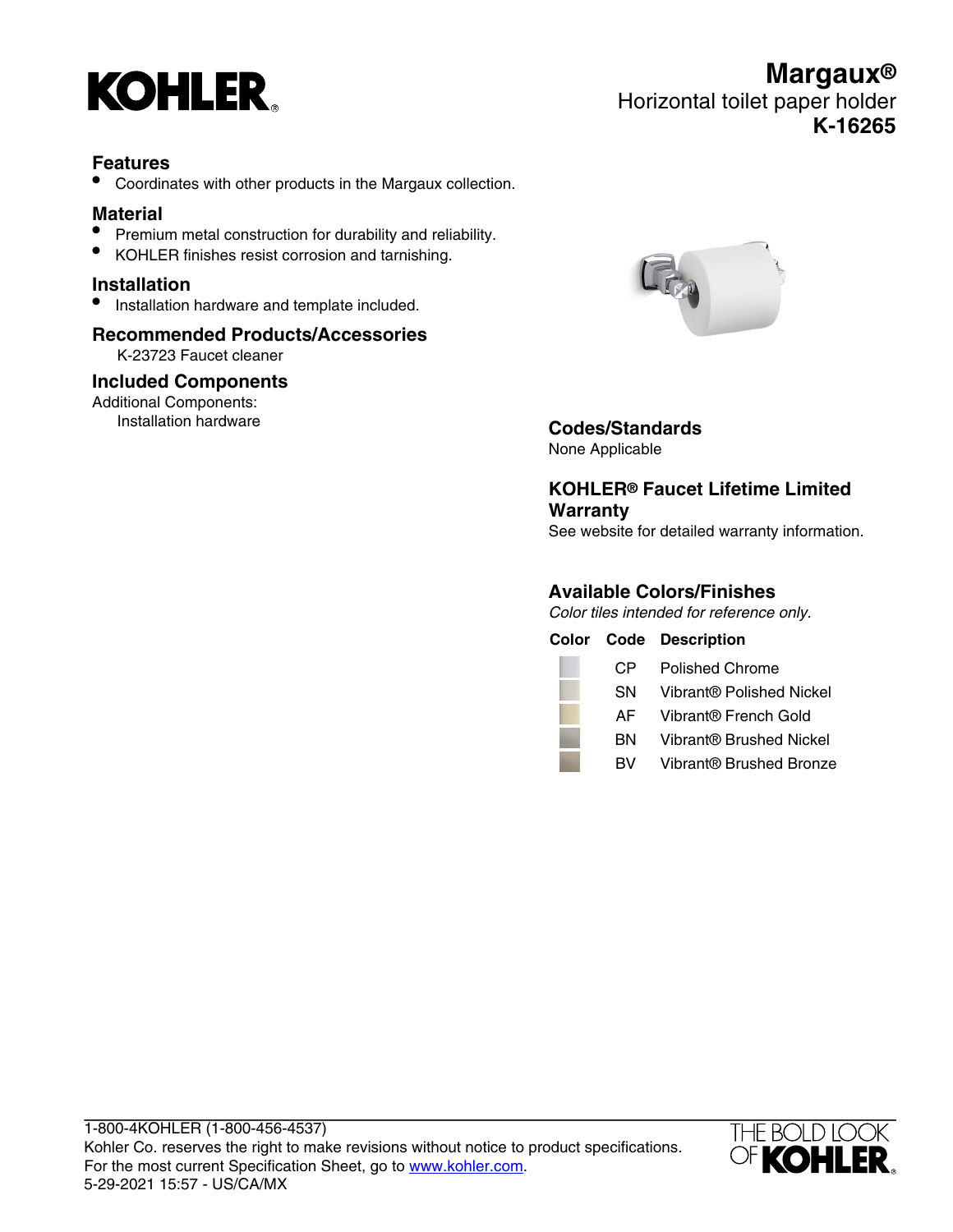KOHLER

# Margaux®

Horizontal toilet paper holder

**K-16265**

## Features

- Coordinates with other products in the Margaux collection.

## Material

- Premium metal construction for durability and reliability.
- KOHLER finishes resist corrosion and tarnishing.

## Installation

- Installation hardware and template included.

## Recommended Products/Accessories

K-23723 Faucet cleaner

## Included Components

Additional Components:

Installation hardware

## Codes/Standards

None Applicable

## KOHLER® Faucet Lifetime Limited Warranty

See website for detailed warranty information.

## Available Colors/Finishes

*Color tiles intended for reference only.*

| Color | Code | Description |
| --- | --- | --- |
| | CP | Polished Chrome |
| | SN | Vibrant® Polished Nickel |
| | AF | Vibrant® French Gold |
| | BN | Vibrant® Brushed Nickel |
| | BV | Vibrant® Brushed Bronze |

1-800-4KOHLER (1-800-456-4537)
Kohler Co. reserves the right to make revisions without notice to product specifications.
For the most current Specification Sheet, go to www.kohler.com.
5-29-2021 15:57 - US/CA/MX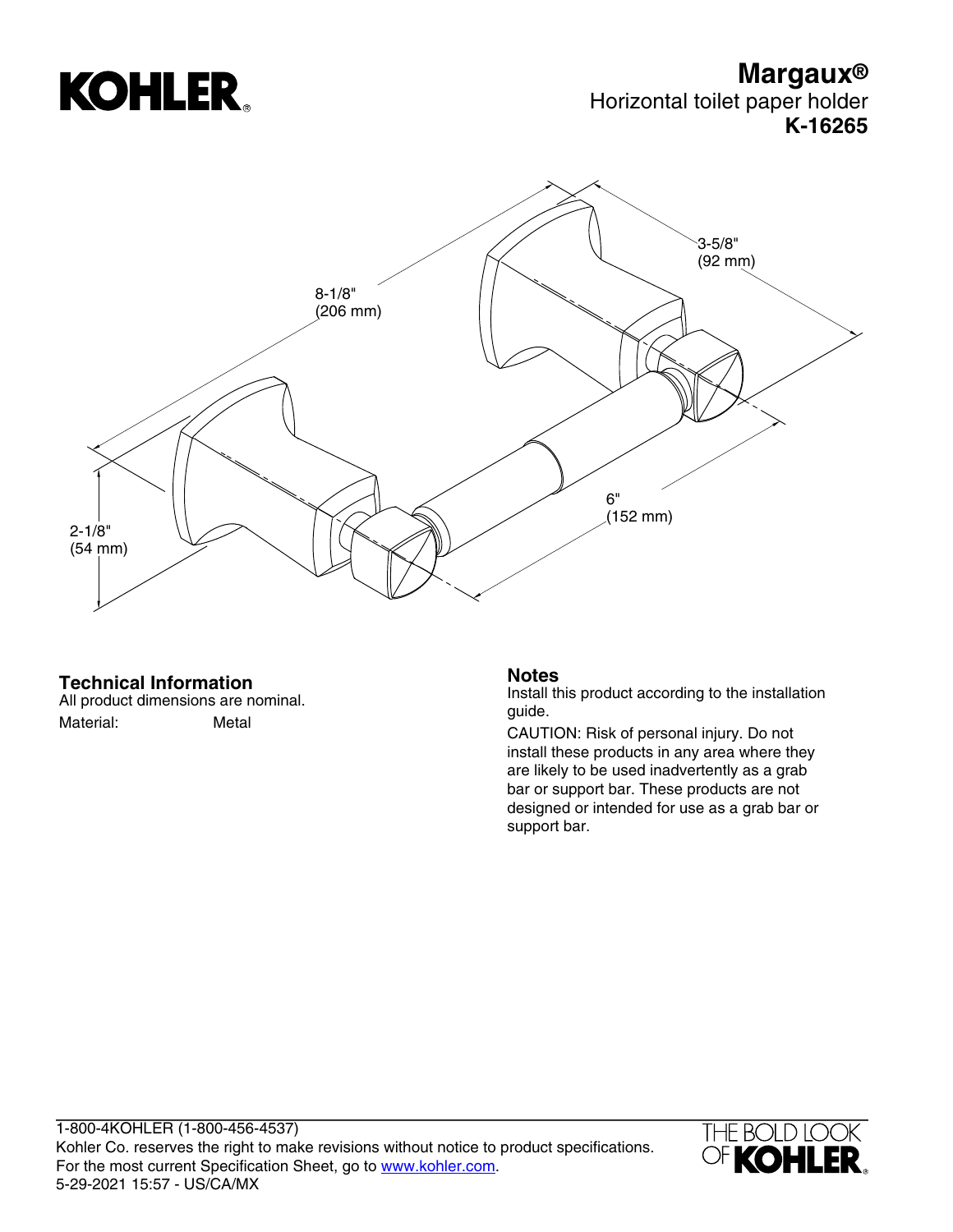KOHLER

# Margaux®

Horizontal toilet paper holder

**K-16265**

8-1/8"
(206 mm)

3-5/8"
(92 mm)

2-1/8"
(54 mm)

6"
(152 mm)

## Technical Information

All product dimensions are nominal.

Material: Metal

## Notes

Install this product according to the installation guide.

CAUTION: Risk of personal injury. Do not install these products in any area where they are likely to be used inadvertently as a grab bar or support bar. These products are not designed or intended for use as a grab bar or support bar.

1-800-4KOHLER (1-800-456-4537)
Kohler Co. reserves the right to make revisions without notice to product specifications.
For the most current Specification Sheet, go to www.kohler.com.
5-29-2021 15:57 - US/CA/MX

THE BOLD LOOK OF KOHLER